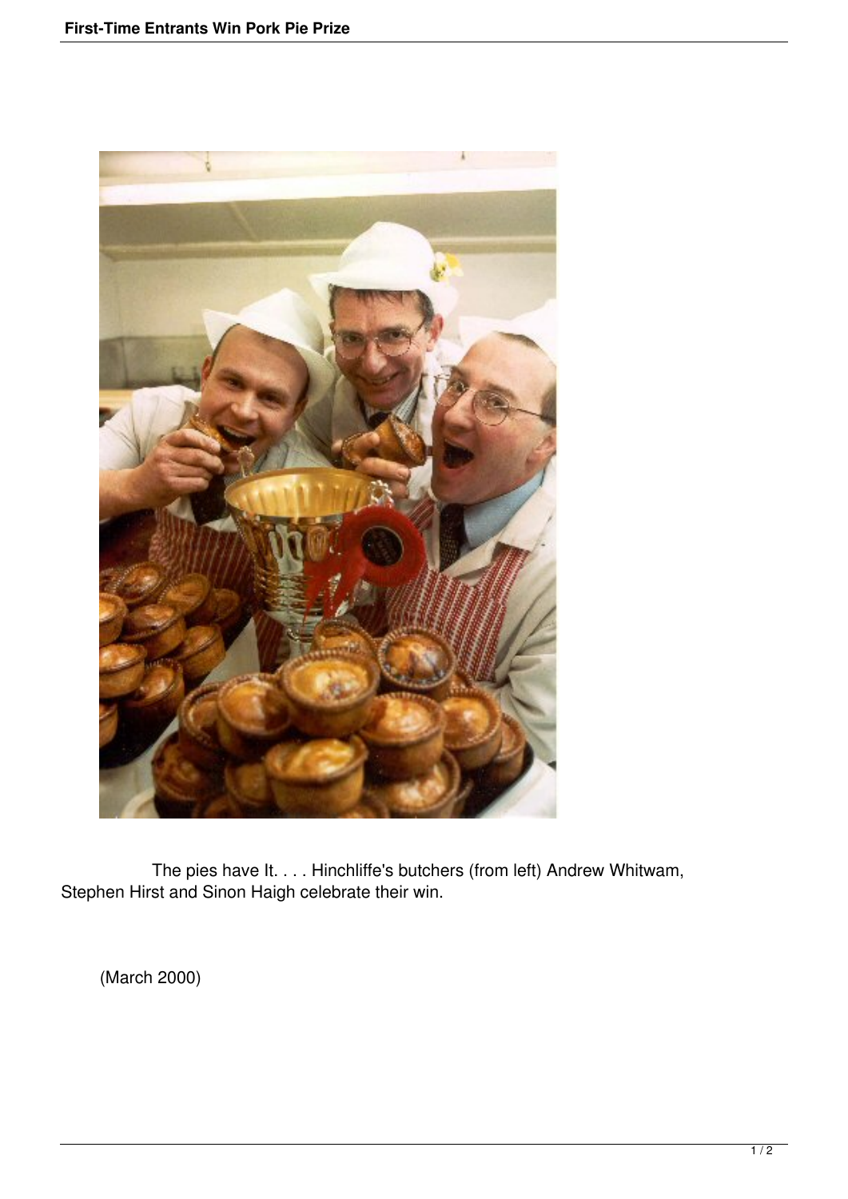The pies have It. . . . Hinchliffe's butchers (from left) Andrew Whitwam, Stephen Hirst and Sinon Haigh celebrate their win.

(March 2000)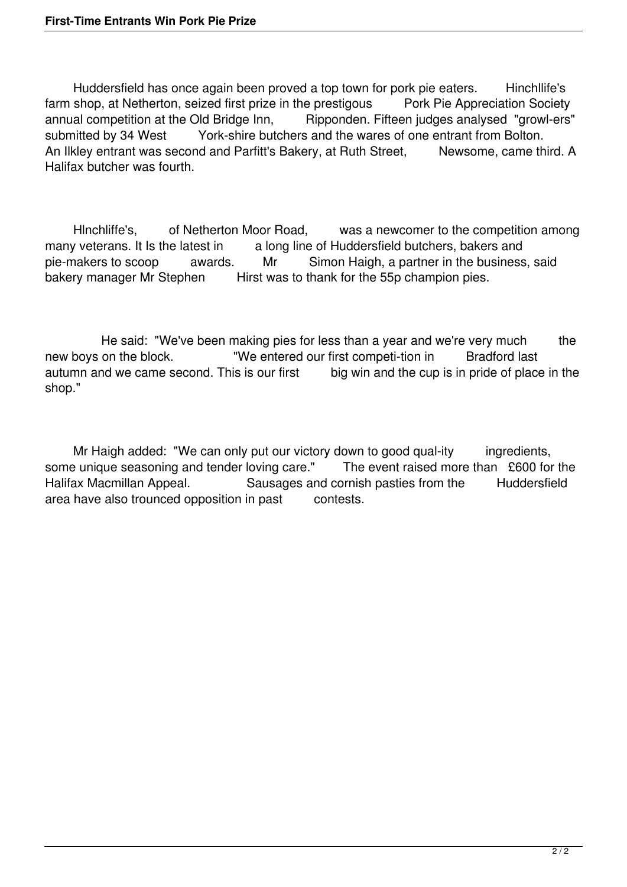Huddersfield has once again been proved a top town for pork pie eaters. Hinchllife's farm shop, at Netherton, seized first prize in the prestigous Pork Pie Appreciation Society annual competition at the Old Bridge Inn, Ripponden. Fifteen judges analysed "growl-ers" submitted by 34 West York-shire butchers and the wares of one entrant from Bolton. An Ilkley entrant was second and Parfitt's Bakery, at Ruth Street, Newsome, came third. A Halifax butcher was fourth.

Hlnchliffe's, of Netherton Moor Road, was a newcomer to the competition among many veterans. It Is the latest in a long line of Huddersfield butchers, bakers and pie-makers to scoop awards. Mr Simon Haigh, a partner in the business, said bakery manager Mr Stephen Hirst was to thank for the 55p champion pies.

He said: "We've been making pies for less than a year and we're very much the new boys on the block. "We entered our first competi-tion in Bradford last autumn and we came second. This is our first big win and the cup is in pride of place in the shop."

Mr Haigh added: "We can only put our victory down to good qual-ity ingredients, some unique seasoning and tender loving care." The event raised more than £600 for the Halifax Macmillan Appeal. Sausages and cornish pasties from the Huddersfield area have also trounced opposition in past contests.